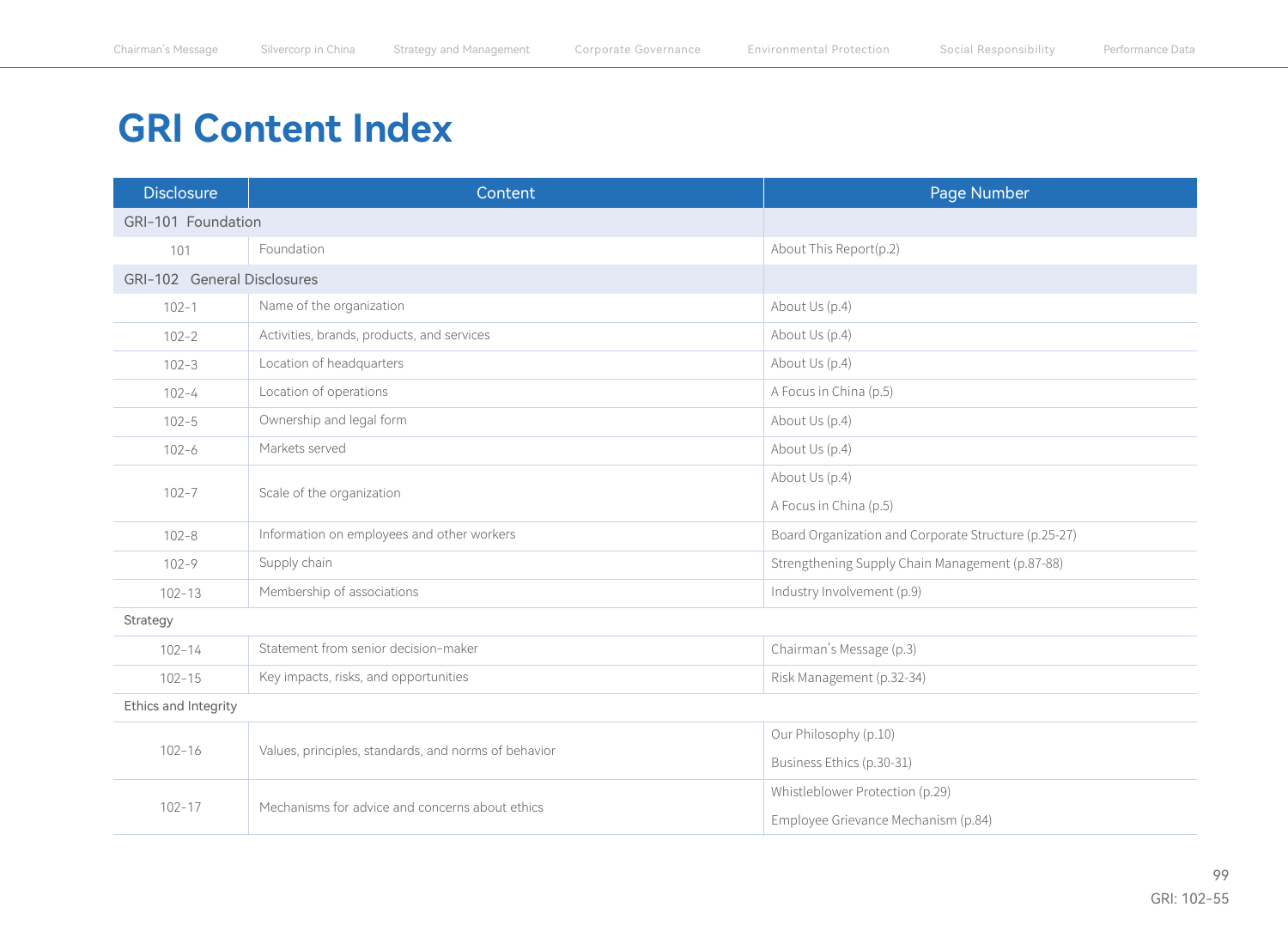# GRI Content Index

| Disclosure | Content | Page Number |
|---|---|---|
| GRI-101 Foundation | | |
| 101 | Foundation | About This Report(p.2) |
| GRI-102 General Disclosures | | |
| 102-1 | Name of the organization | About Us (p.4) |
| 102-2 | Activities, brands, products, and services | About Us (p.4) |
| 102-3 | Location of headquarters | About Us (p.4) |
| 102-4 | Location of operations | A Focus in China (p.5) |
| 102-5 | Ownership and legal form | About Us (p.4) |
| 102-6 | Markets served | About Us (p.4) |
| 102-7 | Scale of the organization | About Us (p.4)<br>A Focus in China (p.5) |
| 102-8 | Information on employees and other workers | Board Organization and Corporate Structure (p.25-27) |
| 102-9 | Supply chain | Strengthening Supply Chain Management (p.87-88) |
| 102-13 | Membership of associations | Industry Involvement (p.9) |
| Strategy | | |
| 102-14 | Statement from senior decision-maker | Chairman's Message (p.3) |
| 102-15 | Key impacts, risks, and opportunities | Risk Management (p.32-34) |
| Ethics and Integrity | | |
| 102-16 | Values, principles, standards, and norms of behavior | Our Philosophy (p.10)<br>Business Ethics (p.30-31) |
| 102-17 | Mechanisms for advice and concerns about ethics | Whistleblower Protection (p.29)<br>Employee Grievance Mechanism (p.84) |

GRI: 102-55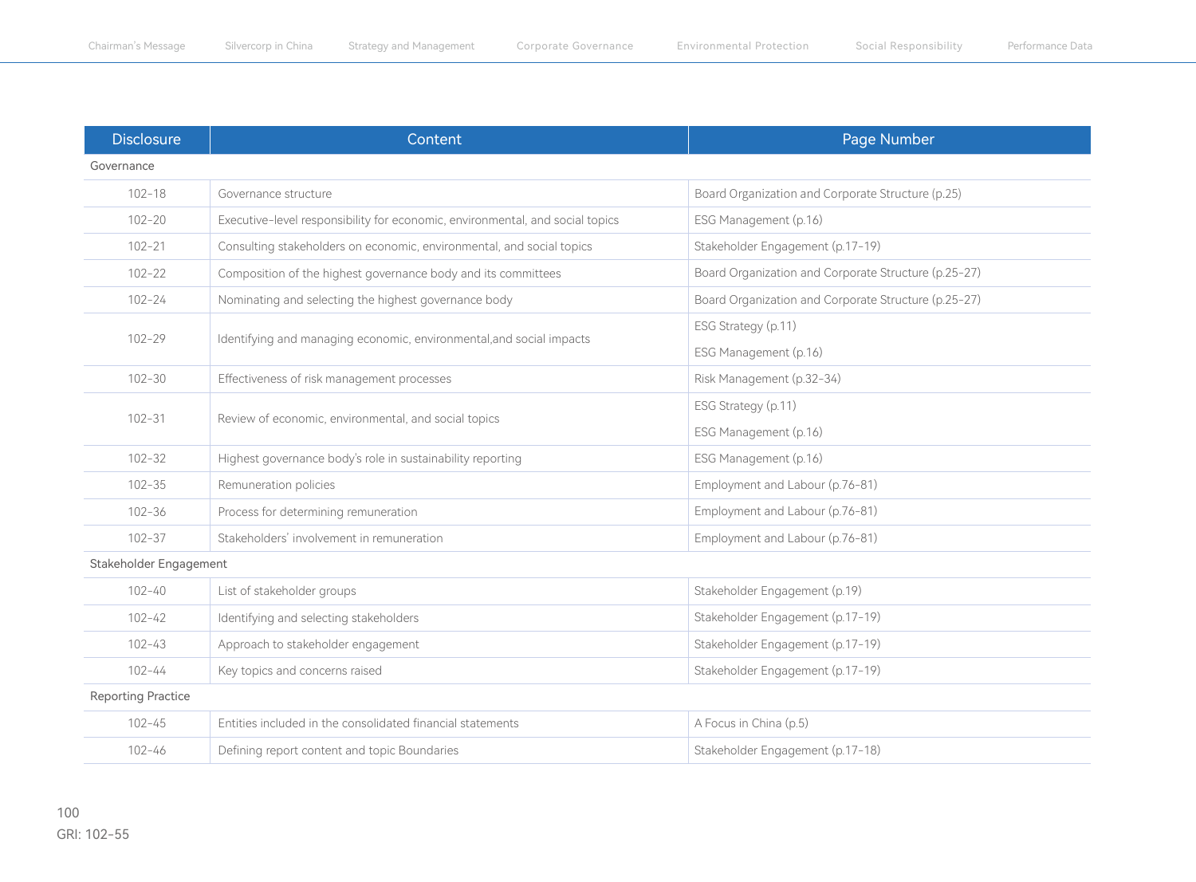| Disclosure | Content | Page Number |
|---|---|---|
| Governance | | |
| 102-18 | Governance structure | Board Organization and Corporate Structure (p.25) |
| 102-20 | Executive-level responsibility for economic, environmental, and social topics | ESG Management (p.16) |
| 102-21 | Consulting stakeholders on economic, environmental, and social topics | Stakeholder Engagement (p.17-19) |
| 102-22 | Composition of the highest governance body and its committees | Board Organization and Corporate Structure (p.25-27) |
| 102-24 | Nominating and selecting the highest governance body | Board Organization and Corporate Structure (p.25-27) |
| 102-29 | Identifying and managing economic, environmental,and social impacts | ESG Strategy (p.11)<br>ESG Management (p.16) |
| 102-30 | Effectiveness of risk management processes | Risk Management (p.32-34) |
| 102-31 | Review of economic, environmental, and social topics | ESG Strategy (p.11)<br>ESG Management (p.16) |
| 102-32 | Highest governance body's role in sustainability reporting | ESG Management (p.16) |
| 102-35 | Remuneration policies | Employment and Labour (p.76-81) |
| 102-36 | Process for determining remuneration | Employment and Labour (p.76-81) |
| 102-37 | Stakeholders' involvement in remuneration | Employment and Labour (p.76-81) |
| Stakeholder Engagement | | |
| 102-40 | List of stakeholder groups | Stakeholder Engagement (p.19) |
| 102-42 | Identifying and selecting stakeholders | Stakeholder Engagement (p.17-19) |
| 102-43 | Approach to stakeholder engagement | Stakeholder Engagement (p.17-19) |
| 102-44 | Key topics and concerns raised | Stakeholder Engagement (p.17-19) |
| Reporting Practice | | |
| 102-45 | Entities included in the consolidated financial statements | A Focus in China (p.5) |
| 102-46 | Defining report content and topic Boundaries | Stakeholder Engagement (p.17-18) |

GRI: 102-55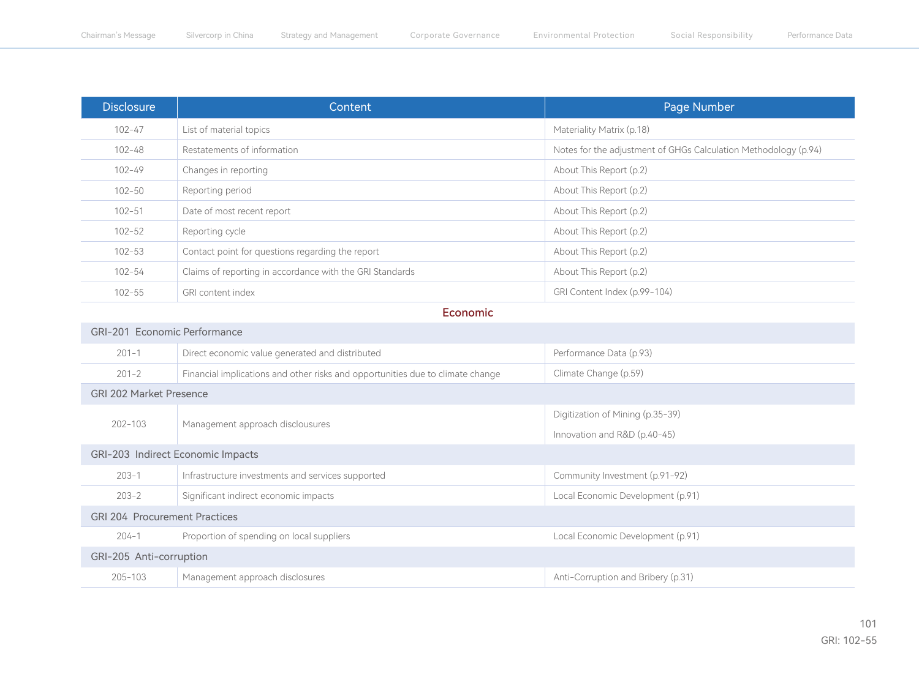| Disclosure | Content | Page Number |
|---|---|---|
| 102-47 | List of material topics | Materiality Matrix (p.18) |
| 102-48 | Restatements of information | Notes for the adjustment of GHGs Calculation Methodology (p.94) |
| 102-49 | Changes in reporting | About This Report (p.2) |
| 102-50 | Reporting period | About This Report (p.2) |
| 102-51 | Date of most recent report | About This Report (p.2) |
| 102-52 | Reporting cycle | About This Report (p.2) |
| 102-53 | Contact point for questions regarding the report | About This Report (p.2) |
| 102-54 | Claims of reporting in accordance with the GRI Standards | About This Report (p.2) |
| 102-55 | GRI content index | GRI Content Index (p.99-104) |
| **Economic** | | |
| GRI-201 Economic Performance | | |
| 201-1 | Direct economic value generated and distributed | Performance Data (p.93) |
| 201-2 | Financial implications and other risks and opportunities due to climate change | Climate Change (p.59) |
| GRI 202 Market Presence | | |
| 202-103 | Management approach disclousures | Digitization of Mining (p.35-39)<br>Innovation and R&D (p.40-45) |
| GRI-203 Indirect Economic Impacts | | |
| 203-1 | Infrastructure investments and services supported | Community Investment (p.91-92) |
| 203-2 | Significant indirect economic impacts | Local Economic Development (p.91) |
| GRI 204 Procurement Practices | | |
| 204-1 | Proportion of spending on local suppliers | Local Economic Development (p.91) |
| GRI-205 Anti-corruption | | |
| 205-103 | Management approach disclosures | Anti-Corruption and Bribery (p.31) |

GRI: 102-55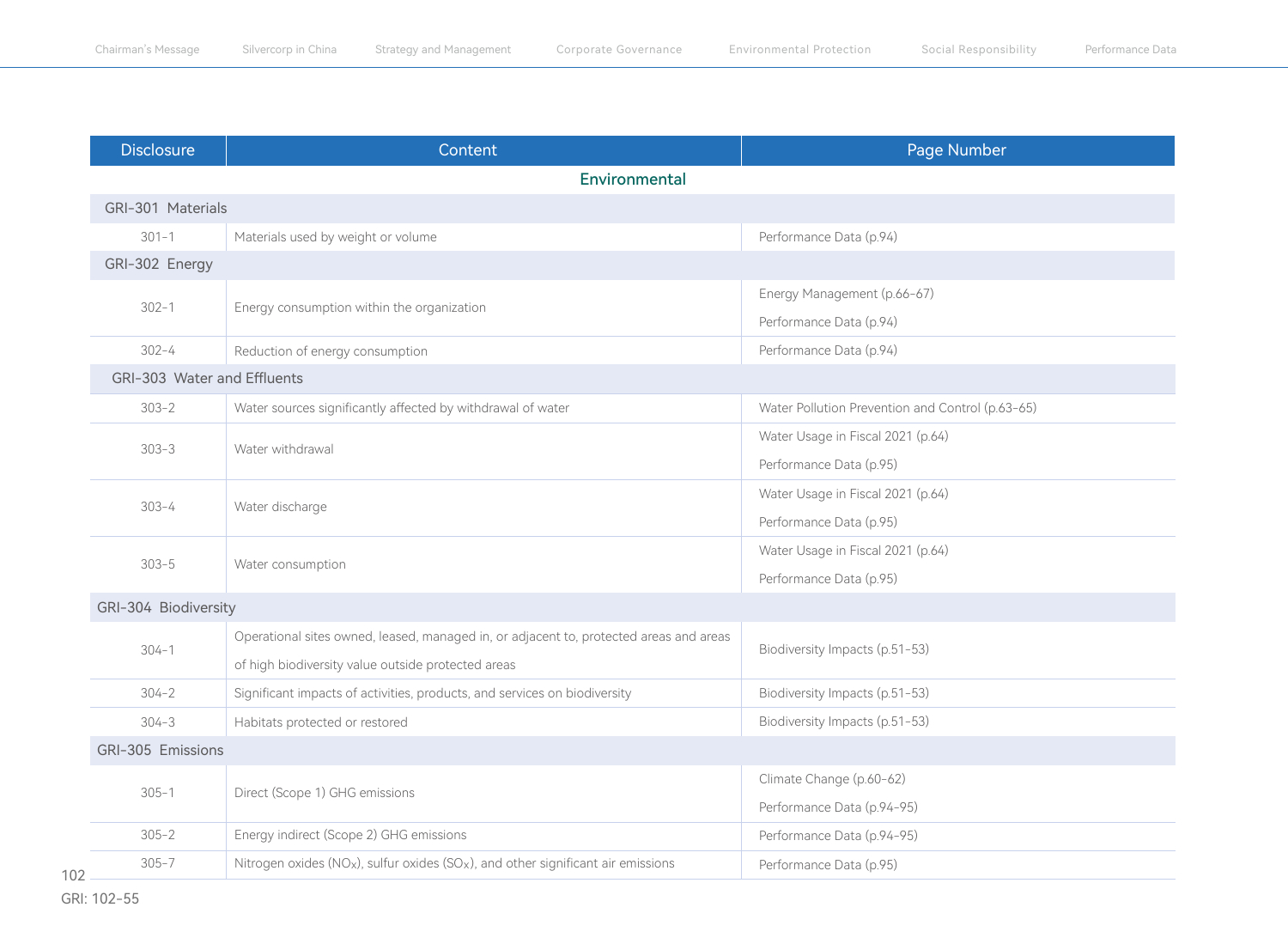| Disclosure | Content | Page Number |
|---|---|---|
| | **Environmental** | |
| **GRI-301 Materials** | | |
| 301-1 | Materials used by weight or volume | Performance Data (p.94) |
| **GRI-302 Energy** | | |
| 302-1 | Energy consumption within the organization | Energy Management (p.66-67)<br>Performance Data (p.94) |
| 302-4 | Reduction of energy consumption | Performance Data (p.94) |
| **GRI-303 Water and Effluents** | | |
| 303-2 | Water sources significantly affected by withdrawal of water | Water Pollution Prevention and Control (p.63-65) |
| 303-3 | Water withdrawal | Water Usage in Fiscal 2021 (p.64)<br>Performance Data (p.95) |
| 303-4 | Water discharge | Water Usage in Fiscal 2021 (p.64)<br>Performance Data (p.95) |
| 303-5 | Water consumption | Water Usage in Fiscal 2021 (p.64)<br>Performance Data (p.95) |
| **GRI-304 Biodiversity** | | |
| 304-1 | Operational sites owned, leased, managed in, or adjacent to, protected areas and areas of high biodiversity value outside protected areas | Biodiversity Impacts (p.51-53) |
| 304-2 | Significant impacts of activities, products, and services on biodiversity | Biodiversity Impacts (p.51-53) |
| 304-3 | Habitats protected or restored | Biodiversity Impacts (p.51-53) |
| **GRI-305 Emissions** | | |
| 305-1 | Direct (Scope 1) GHG emissions | Climate Change (p.60-62)<br>Performance Data (p.94-95) |
| 305-2 | Energy indirect (Scope 2) GHG emissions | Performance Data (p.94-95) |
| 305-7 | Nitrogen oxides ($NO_X$), sulfur oxides ($SO_X$), and other significant air emissions | Performance Data (p.95) |

GRI: 102-55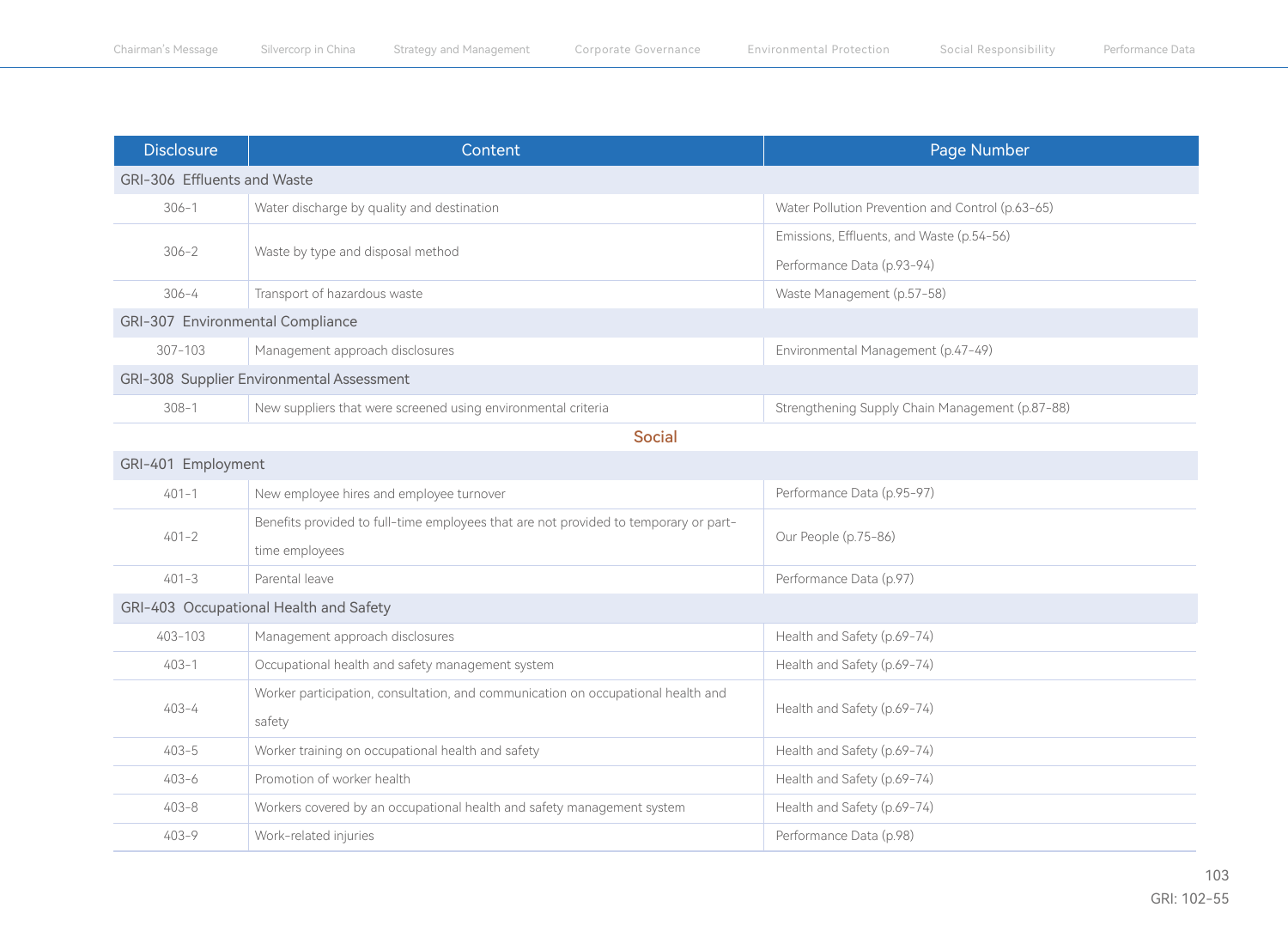| Disclosure | Content | Page Number |
|---|---|---|
| GRI-306 Effluents and Waste | | |
| 306-1 | Water discharge by quality and destination | Water Pollution Prevention and Control (p.63-65) |
| 306-2 | Waste by type and disposal method | Emissions, Effluents, and Waste (p.54-56)<br>Performance Data (p.93-94) |
| 306-4 | Transport of hazardous waste | Waste Management (p.57-58) |
| GRI-307 Environmental Compliance | | |
| 307-103 | Management approach disclosures | Environmental Management (p.47-49) |
| GRI-308 Supplier Environmental Assessment | | |
| 308-1 | New suppliers that were screened using environmental criteria | Strengthening Supply Chain Management (p.87-88) |
| **Social** | | |
| GRI-401 Employment | | |
| 401-1 | New employee hires and employee turnover | Performance Data (p.95-97) |
| 401-2 | Benefits provided to full-time employees that are not provided to temporary or part-time employees | Our People (p.75-86) |
| 401-3 | Parental leave | Performance Data (p.97) |
| GRI-403 Occupational Health and Safety | | |
| 403-103 | Management approach disclosures | Health and Safety (p.69-74) |
| 403-1 | Occupational health and safety management system | Health and Safety (p.69-74) |
| 403-4 | Worker participation, consultation, and communication on occupational health and safety | Health and Safety (p.69-74) |
| 403-5 | Worker training on occupational health and safety | Health and Safety (p.69-74) |
| 403-6 | Promotion of worker health | Health and Safety (p.69-74) |
| 403-8 | Workers covered by an occupational health and safety management system | Health and Safety (p.69-74) |
| 403-9 | Work-related injuries | Performance Data (p.98) |

GRI: 102-55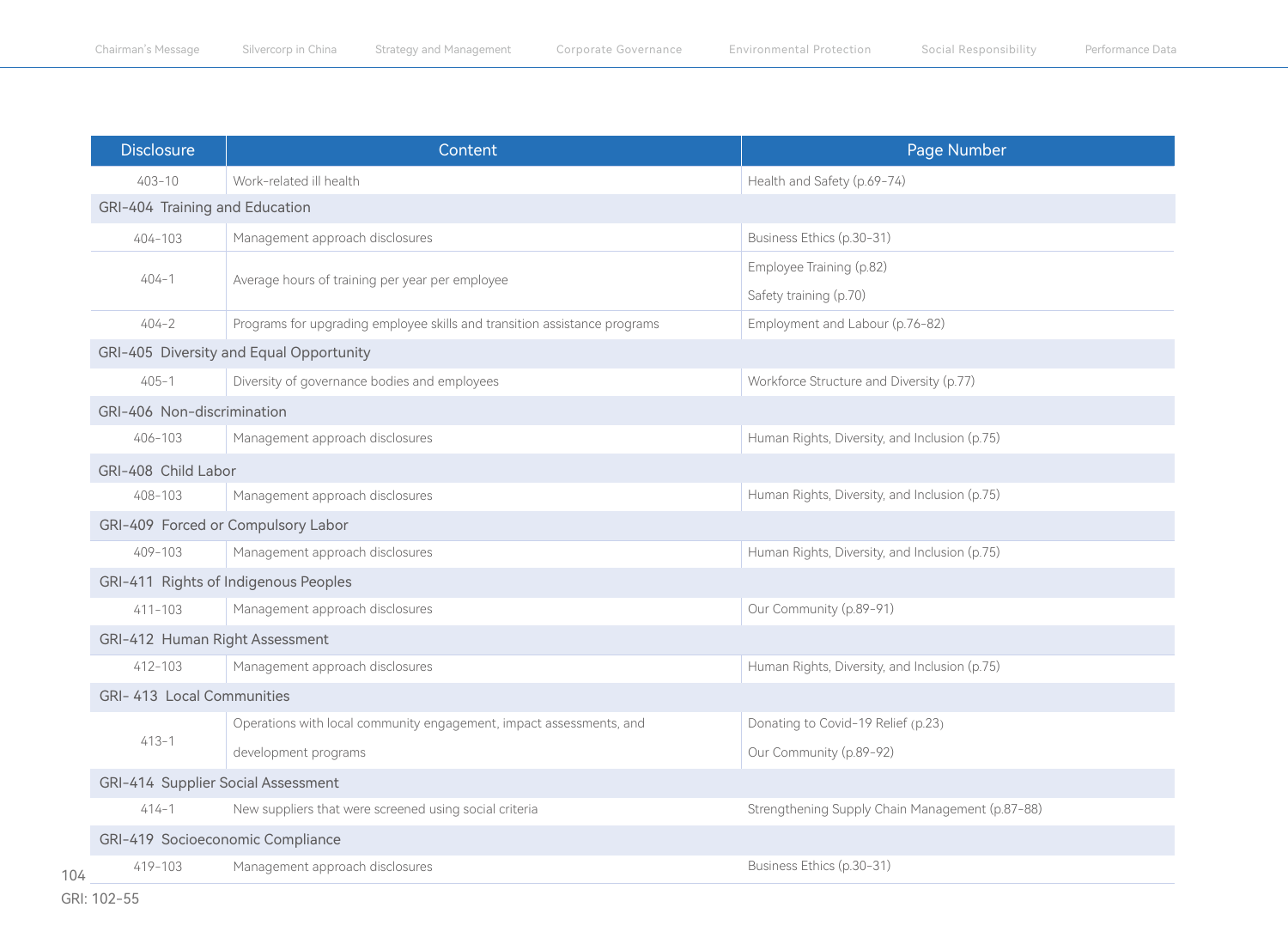| Disclosure | Content | Page Number |
|---|---|---|
| 403-10 | Work-related ill health | Health and Safety (p.69-74) |
| GRI-404 Training and Education | | |
| 404-103 | Management approach disclosures | Business Ethics (p.30-31) |
| 404-1 | Average hours of training per year per employee | Employee Training (p.82)<br>Safety training (p.70) |
| 404-2 | Programs for upgrading employee skills and transition assistance programs | Employment and Labour (p.76-82) |
| GRI-405 Diversity and Equal Opportunity | | |
| 405-1 | Diversity of governance bodies and employees | Workforce Structure and Diversity (p.77) |
| GRI-406 Non-discrimination | | |
| 406-103 | Management approach disclosures | Human Rights, Diversity, and Inclusion (p.75) |
| GRI-408 Child Labor | | |
| 408-103 | Management approach disclosures | Human Rights, Diversity, and Inclusion (p.75) |
| GRI-409 Forced or Compulsory Labor | | |
| 409-103 | Management approach disclosures | Human Rights, Diversity, and Inclusion (p.75) |
| GRI-411 Rights of Indigenous Peoples | | |
| 411-103 | Management approach disclosures | Our Community (p.89-91) |
| GRI-412 Human Right Assessment | | |
| 412-103 | Management approach disclosures | Human Rights, Diversity, and Inclusion (p.75) |
| GRI- 413 Local Communities | | |
| 413-1 | Operations with local community engagement, impact assessments, and development programs | Donating to Covid-19 Relief (p.23)<br>Our Community (p.89-92) |
| GRI-414 Supplier Social Assessment | | |
| 414-1 | New suppliers that were screened using social criteria | Strengthening Supply Chain Management (p.87-88) |
| GRI-419 Socioeconomic Compliance | | |
| 419-103 | Management approach disclosures | Business Ethics (p.30-31) |

GRI: 102-55